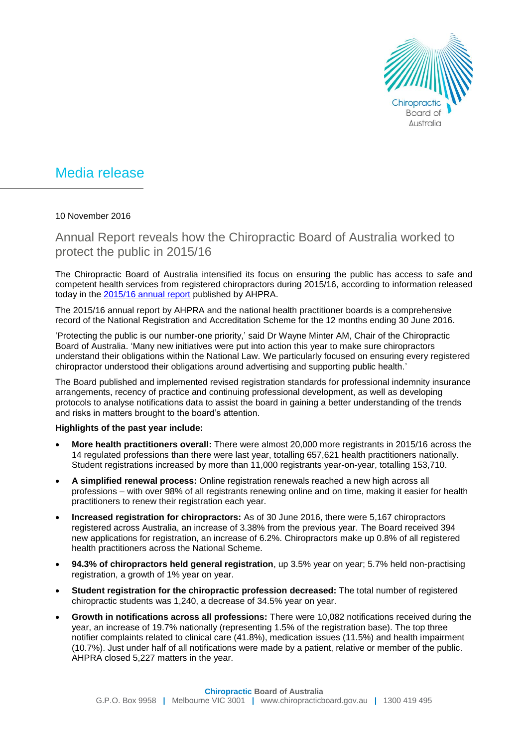# Media release

10 November 2016

## Annual Report reveals how the Chiropractic Board of Australia worked to protect the public in 2015/16

The Chiropractic Board of Australia intensified its focus on ensuring the public has access to safe and competent health services from registered chiropractors during 2015/16, according to information released today in the [2015/16 annual report](#) published by AHPRA.

The 2015/16 annual report by AHPRA and the national health practitioner boards is a comprehensive record of the National Registration and Accreditation Scheme for the 12 months ending 30 June 2016.

'Protecting the public is our number-one priority,' said Dr Wayne Minter AM, Chair of the Chiropractic Board of Australia. 'Many new initiatives were put into action this year to make sure chiropractors understand their obligations within the National Law. We particularly focused on ensuring every registered chiropractor understood their obligations around advertising and supporting public health.'

The Board published and implemented revised registration standards for professional indemnity insurance arrangements, recency of practice and continuing professional development, as well as developing protocols to analyse notifications data to assist the board in gaining a better understanding of the trends and risks in matters brought to the board's attention.

**Highlights of the past year include:**

- **More health practitioners overall:** There were almost 20,000 more registrants in 2015/16 across the 14 regulated professions than there were last year, totalling 657,621 health practitioners nationally. Student registrations increased by more than 11,000 registrants year-on-year, totalling 153,710.
- **A simplified renewal process:** Online registration renewals reached a new high across all professions – with over 98% of all registrants renewing online and on time, making it easier for health practitioners to renew their registration each year.
- **Increased registration for chiropractors:** As of 30 June 2016, there were 5,167 chiropractors registered across Australia, an increase of 3.38% from the previous year. The Board received 394 new applications for registration, an increase of 6.2%. Chiropractors make up 0.8% of all registered health practitioners across the National Scheme.
- **94.3% of chiropractors held general registration**, up 3.5% year on year; 5.7% held non-practising registration, a growth of 1% year on year.
- **Student registration for the chiropractic profession decreased:** The total number of registered chiropractic students was 1,240, a decrease of 34.5% year on year.
- **Growth in notifications across all professions:** There were 10,082 notifications received during the year, an increase of 19.7% nationally (representing 1.5% of the registration base). The top three notifier complaints related to clinical care (41.8%), medication issues (11.5%) and health impairment (10.7%). Just under half of all notifications were made by a patient, relative or member of the public. AHPRA closed 5,227 matters in the year.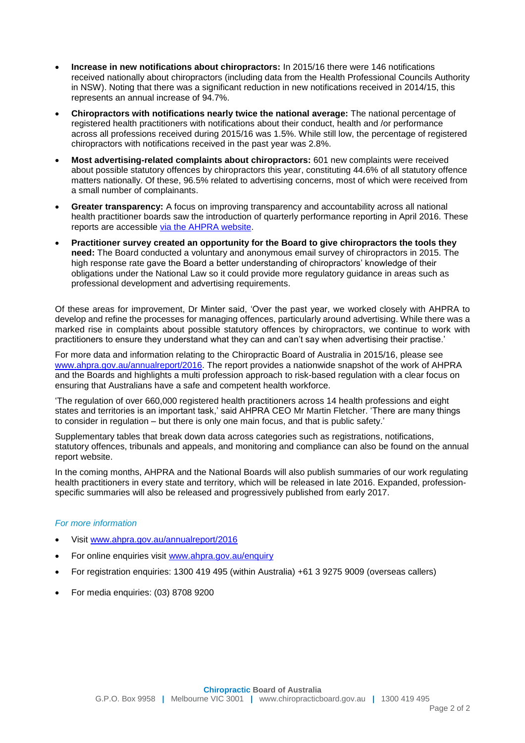- **Increase in new notifications about chiropractors:** In 2015/16 there were 146 notifications received nationally about chiropractors (including data from the Health Professional Councils Authority in NSW). Noting that there was a significant reduction in new notifications received in 2014/15, this represents an annual increase of 94.7%.
- **Chiropractors with notifications nearly twice the national average:** The national percentage of registered health practitioners with notifications about their conduct, health and /or performance across all professions received during 2015/16 was 1.5%. While still low, the percentage of registered chiropractors with notifications received in the past year was 2.8%.
- **Most advertising-related complaints about chiropractors:** 601 new complaints were received about possible statutory offences by chiropractors this year, constituting 44.6% of all statutory offence matters nationally. Of these, 96.5% related to advertising concerns, most of which were received from a small number of complainants.
- **Greater transparency:** A focus on improving transparency and accountability across all national health practitioner boards saw the introduction of quarterly performance reporting in April 2016. These reports are accessible via the AHPRA website.
- **Practitioner survey created an opportunity for the Board to give chiropractors the tools they need:** The Board conducted a voluntary and anonymous email survey of chiropractors in 2015. The high response rate gave the Board a better understanding of chiropractors' knowledge of their obligations under the National Law so it could provide more regulatory guidance in areas such as professional development and advertising requirements.

Of these areas for improvement, Dr Minter said, 'Over the past year, we worked closely with AHPRA to develop and refine the processes for managing offences, particularly around advertising. While there was a marked rise in complaints about possible statutory offences by chiropractors, we continue to work with practitioners to ensure they understand what they can and can't say when advertising their practise.'

For more data and information relating to the Chiropractic Board of Australia in 2015/16, please see www.ahpra.gov.au/annualreport/2016. The report provides a nationwide snapshot of the work of AHPRA and the Boards and highlights a multi profession approach to risk-based regulation with a clear focus on ensuring that Australians have a safe and competent health workforce.

'The regulation of over 660,000 registered health practitioners across 14 health professions and eight states and territories is an important task,' said AHPRA CEO Mr Martin Fletcher. 'There are many things to consider in regulation – but there is only one main focus, and that is public safety.'

Supplementary tables that break down data across categories such as registrations, notifications, statutory offences, tribunals and appeals, and monitoring and compliance can also be found on the annual report website.

In the coming months, AHPRA and the National Boards will also publish summaries of our work regulating health practitioners in every state and territory, which will be released in late 2016. Expanded, profession-specific summaries will also be released and progressively published from early 2017.

*For more information*

- Visit www.ahpra.gov.au/annualreport/2016
- For online enquiries visit www.ahpra.gov.au/enquiry
- For registration enquiries: 1300 419 495 (within Australia) +61 3 9275 9009 (overseas callers)
- For media enquiries: (03) 8708 9200